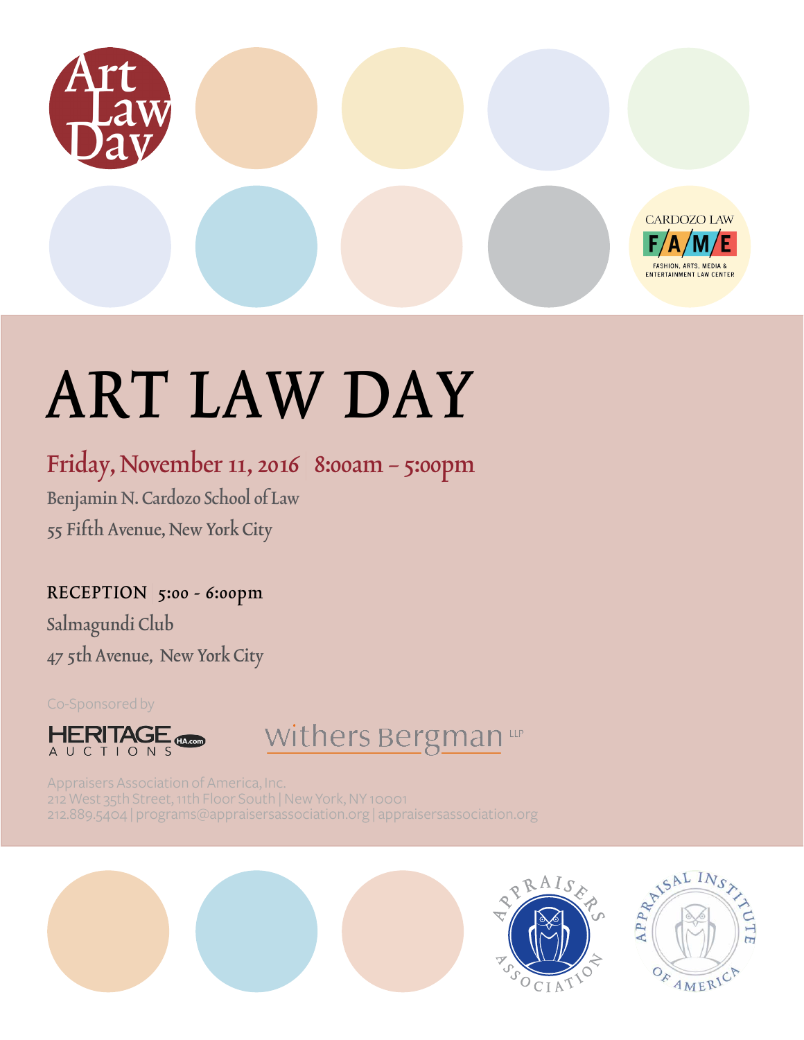# ART LAW DAY

**Friday, November 11, 2016 | 8:00am – 5:00pm**

Benjamin N. Cardozo School of Law
55 Fifth Avenue, New York City

**RECEPTION** | 5:00 - 6:00pm

Salmagundi Club
47 5th Avenue, New York City

Co-Sponsored by

HERITAGE AUCTIONS HA.com

Withers Bergman LLP

Appraisers Association of America, Inc.
212 West 35th Street, 11th Floor South | New York, NY 10001
212.889.5404 | programs@appraisersassociation.org | appraisersassociation.org

Cardozo Law F/A/M/E — Fashion, Arts, Media & Entertainment Law Center

Appraisers Association

Appraisal Institute of America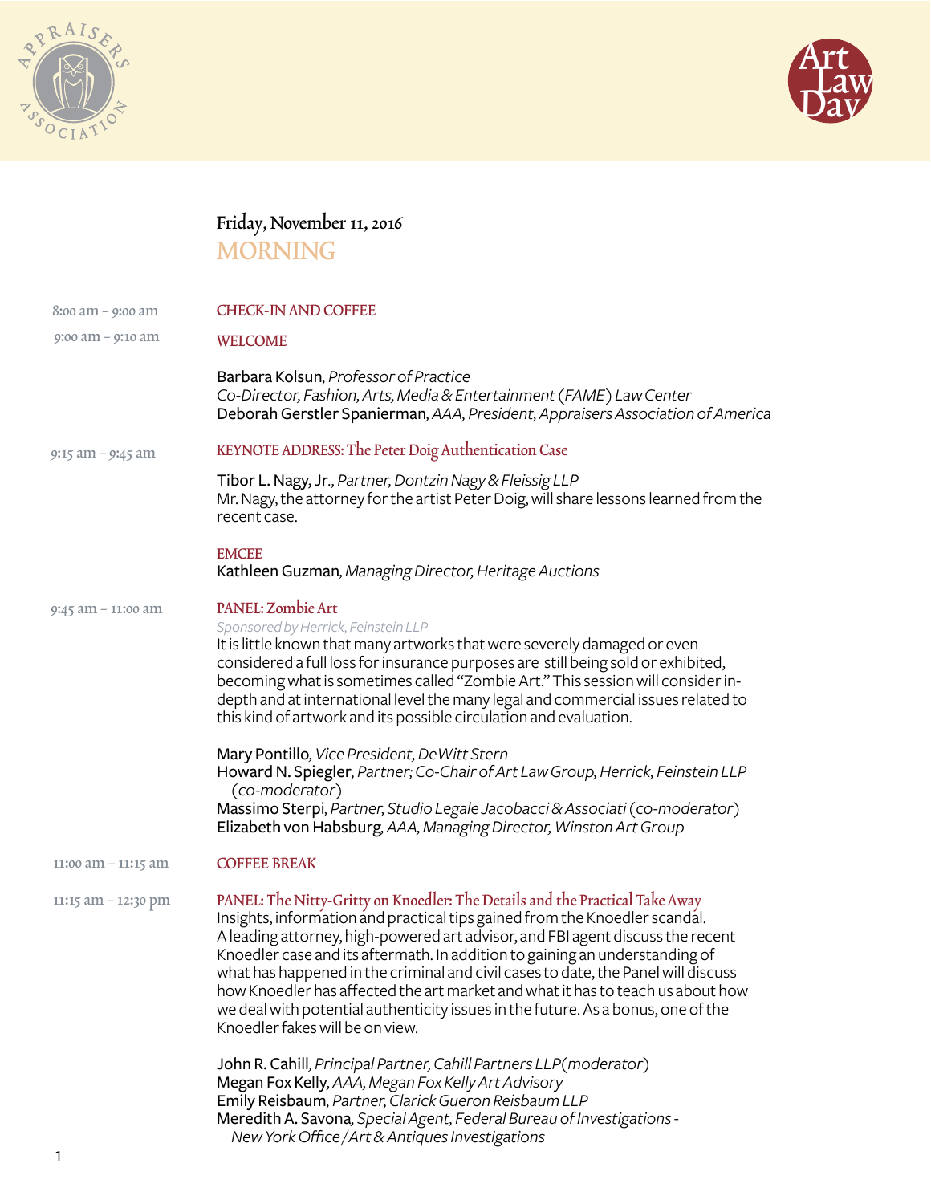Friday, November 11, 2016

## MORNING

8:00 am – 9:00 am **CHECK-IN AND COFFEE**

9:00 am – 9:10 am **WELCOME**

Barbara Kolsun, *Professor of Practice*
*Co-Director, Fashion, Arts, Media & Entertainment (FAME) Law Center*
Deborah Gerstler Spanierman, *AAA, President, Appraisers Association of America*

9:15 am – 9:45 am **KEYNOTE ADDRESS: The Peter Doig Authentication Case**

Tibor L. Nagy, Jr., *Partner, Dontzin Nagy & Fleissig LLP*
Mr. Nagy, the attorney for the artist Peter Doig, will share lessons learned from the recent case.

**EMCEE**
Kathleen Guzman, *Managing Director, Heritage Auctions*

9:45 am – 11:00 am **PANEL: Zombie Art**

*Sponsored by Herrick, Feinstein LLP*
It is little known that many artworks that were severely damaged or even considered a full loss for insurance purposes are still being sold or exhibited, becoming what is sometimes called "Zombie Art." This session will consider in-depth and at international level the many legal and commercial issues related to this kind of artwork and its possible circulation and evaluation.

Mary Pontillo, *Vice President, DeWitt Stern*
Howard N. Spiegler, *Partner; Co-Chair of Art Law Group, Herrick, Feinstein LLP (co-moderator)*
Massimo Sterpi, *Partner, Studio Legale Jacobacci & Associati (co-moderator)*
Elizabeth von Habsburg, *AAA, Managing Director, Winston Art Group*

11:00 am – 11:15 am **COFFEE BREAK**

11:15 am – 12:30 pm **PANEL: The Nitty-Gritty on Knoedler: The Details and the Practical Take Away**

Insights, information and practical tips gained from the Knoedler scandal. A leading attorney, high-powered art advisor, and FBI agent discuss the recent Knoedler case and its aftermath. In addition to gaining an understanding of what has happened in the criminal and civil cases to date, the Panel will discuss how Knoedler has affected the art market and what it has to teach us about how we deal with potential authenticity issues in the future. As a bonus, one of the Knoedler fakes will be on view.

John R. Cahill, *Principal Partner, Cahill Partners LLP (moderator)*
Megan Fox Kelly, *AAA, Megan Fox Kelly Art Advisory*
Emily Reisbaum, *Partner, Clarick Gueron Reisbaum LLP*
Meredith A. Savona, *Special Agent, Federal Bureau of Investigations - New York Office/Art & Antiques Investigations*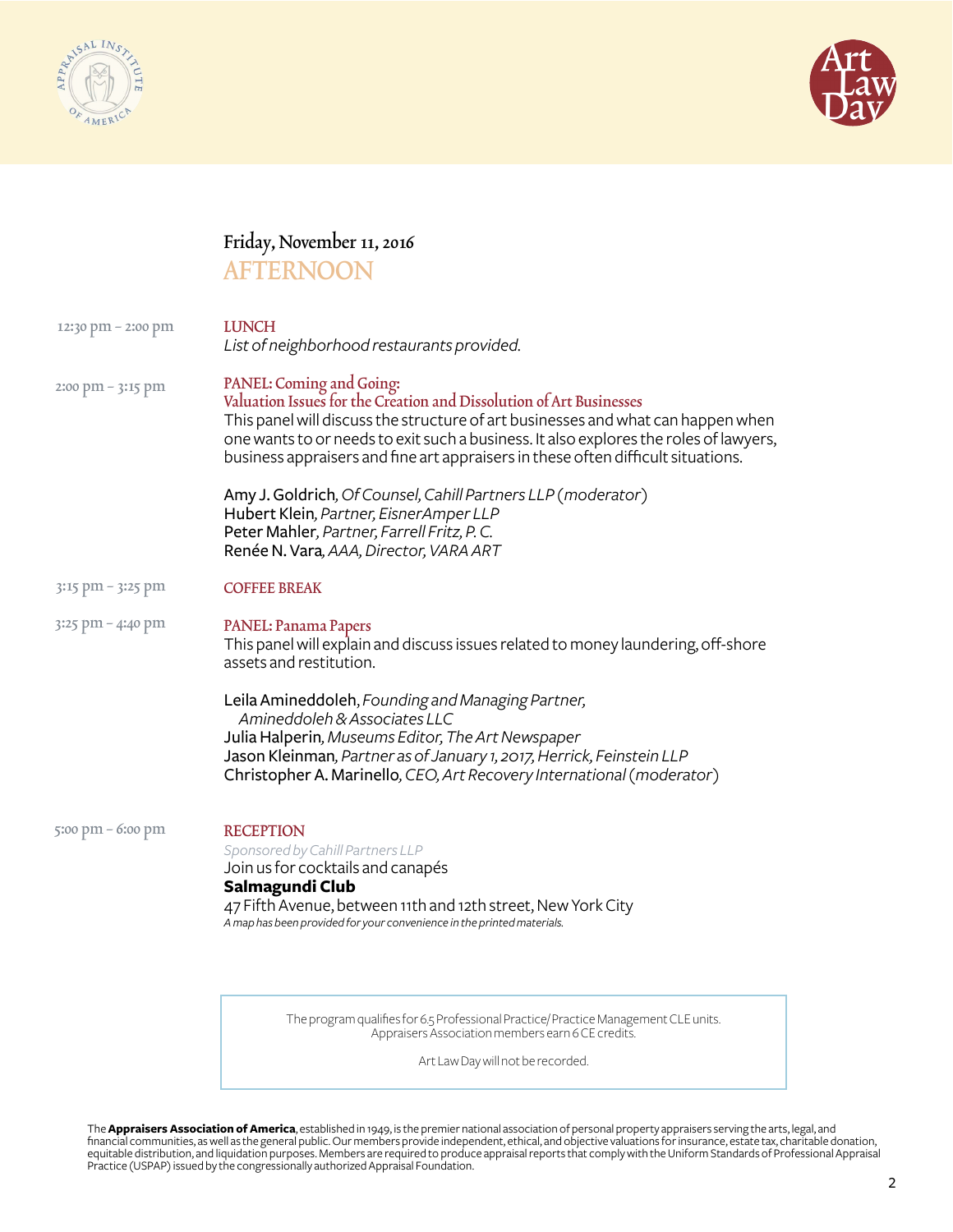## Friday, November 11, 2016

# AFTERNOON

12:30 pm – 2:00 pm

**LUNCH**

*List of neighborhood restaurants provided.*

2:00 pm – 3:15 pm

**PANEL: Coming and Going: Valuation Issues for the Creation and Dissolution of Art Businesses**

This panel will discuss the structure of art businesses and what can happen when one wants to or needs to exit such a business. It also explores the roles of lawyers, business appraisers and fine art appraisers in these often difficult situations.

Amy J. Goldrich, *Of Counsel, Cahill Partners LLP* (*moderator*)
Hubert Klein, *Partner, EisnerAmper LLP*
Peter Mahler, *Partner, Farrell Fritz, P. C.*
Renée N. Vara, *AAA, Director, VARA ART*

3:15 pm – 3:25 pm

**COFFEE BREAK**

3:25 pm – 4:40 pm

**PANEL: Panama Papers**

This panel will explain and discuss issues related to money laundering, off-shore assets and restitution.

Leila Amineddoleh, *Founding and Managing Partner, Amineddoleh & Associates LLC*
Julia Halperin, *Museums Editor, The Art Newspaper*
Jason Kleinman, *Partner as of January 1, 2017, Herrick, Feinstein LLP*
Christopher A. Marinello, *CEO, Art Recovery International* (*moderator*)

5:00 pm – 6:00 pm

**RECEPTION**

*Sponsored by Cahill Partners LLP*

Join us for cocktails and canapés

**Salmagundi Club**

47 Fifth Avenue, between 11th and 12th street, New York City

*A map has been provided for your convenience in the printed materials.*

---

The program qualifies for 6.5 Professional Practice/ Practice Management CLE units.
Appraisers Association members earn 6 CE credits.

Art Law Day will not be recorded.

---

The **Appraisers Association of America**, established in 1949, is the premier national association of personal property appraisers serving the arts, legal, and financial communities, as well as the general public. Our members provide independent, ethical, and objective valuations for insurance, estate tax, charitable donation, equitable distribution, and liquidation purposes. Members are required to produce appraisal reports that comply with the Uniform Standards of Professional Appraisal Practice (USPAP) issued by the congressionally authorized Appraisal Foundation.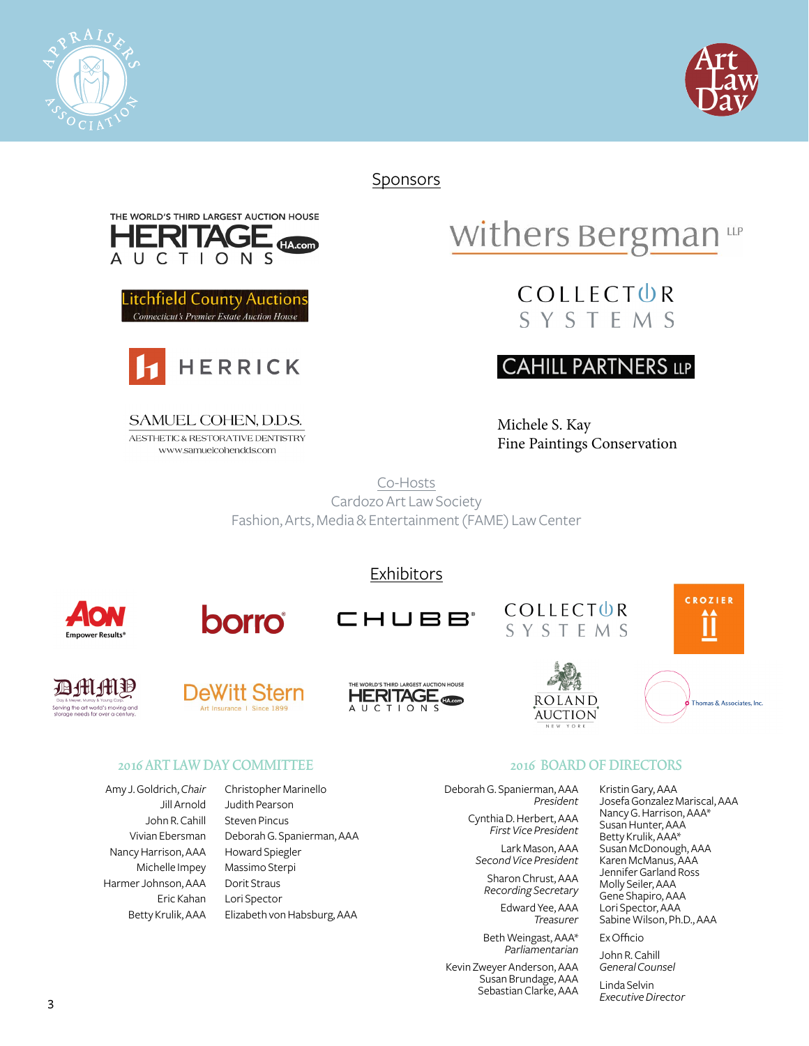## Sponsors

THE WORLD'S THIRD LARGEST AUCTION HOUSE
HERITAGE HA.com
AUCTIONS

Withers Bergman LLP

Litchfield County Auctions
Connecticut's Premier Estate Auction House

COLLECTOR SYSTEMS

HERRICK

CAHILL PARTNERS LLP

SAMUEL COHEN, D.D.S.
AESTHETIC & RESTORATIVE DENTISTRY
www.samuelcohendds.com

Michele S. Kay
Fine Paintings Conservation

## Co-Hosts

Cardozo Art Law Society
Fashion, Arts, Media & Entertainment (FAME) Law Center

## Exhibitors

AON Empower Results®

borro

CHUBB

COLLECTOR SYSTEMS

CROZIER

DMMY
Day & Meyer, Murray & Young Corp.
Serving the art world's moving and storage needs for over a century.

DeWitt Stern
Art Insurance | Since 1899

THE WORLD'S THIRD LARGEST AUCTION HOUSE
HERITAGE HA.com
AUCTIONS

ROLAND AUCTION
NEW YORK

Thomas & Associates, Inc.

## 2016 ART LAW DAY COMMITTEE

Amy J. Goldrich, *Chair*
Jill Arnold
John R. Cahill
Vivian Ebersman
Nancy Harrison, AAA
Michelle Impey
Harmer Johnson, AAA
Eric Kahan
Betty Krulik, AAA
Christopher Marinello
Judith Pearson
Steven Pincus
Deborah G. Spanierman, AAA
Howard Spiegler
Massimo Sterpi
Dorit Straus
Lori Spector
Elizabeth von Habsburg, AAA

## 2016 BOARD OF DIRECTORS

Deborah G. Spanierman, AAA
*President*

Cynthia D. Herbert, AAA
*First Vice President*

Lark Mason, AAA
*Second Vice President*

Sharon Chrust, AAA
*Recording Secretary*

Edward Yee, AAA
*Treasurer*

Beth Weingast, AAA*
*Parliamentarian*

Kevin Zweyer Anderson, AAA
Susan Brundage, AAA
Sebastian Clarke, AAA
Kristin Gary, AAA
Josefa Gonzalez Mariscal, AAA
Nancy G. Harrison, AAA*
Susan Hunter, AAA
Betty Krulik, AAA*
Susan McDonough, AAA
Karen McManus, AAA
Jennifer Garland Ross
Molly Seiler, AAA
Gene Shapiro, AAA
Lori Spector, AAA
Sabine Wilson, Ph.D., AAA

Ex Officio

John R. Cahill
*General Counsel*

Linda Selvin
*Executive Director*